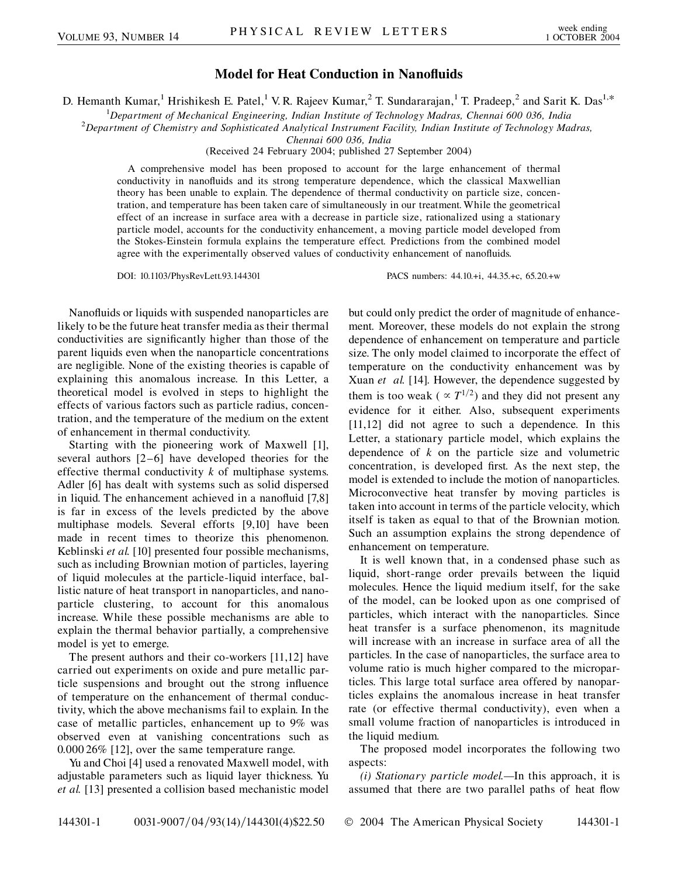# Model for Heat Conduction in Nanofluids

D. Hemanth Kumar,[1] Hrishikesh E. Patel,[1] V. R. Rajeev Kumar,[2] T. Sundararajan,[1] T. Pradeep,[2] and Sarit K. Das[1,*]

[1]Department of Mechanical Engineering, Indian Institute of Technology Madras, Chennai 600 036, India

[2]Department of Chemistry and Sophisticated Analytical Instrument Facility, Indian Institute of Technology Madras, Chennai 600 036, India

(Received 24 February 2004; published 27 September 2004)

A comprehensive model has been proposed to account for the large enhancement of thermal conductivity in nanofluids and its strong temperature dependence, which the classical Maxwellian theory has been unable to explain. The dependence of thermal conductivity on particle size, concentration, and temperature has been taken care of simultaneously in our treatment. While the geometrical effect of an increase in surface area with a decrease in particle size, rationalized using a stationary particle model, accounts for the conductivity enhancement, a moving particle model developed from the Stokes-Einstein formula explains the temperature effect. Predictions from the combined model agree with the experimentally observed values of conductivity enhancement of nanofluids.

DOI: 10.1103/PhysRevLett.93.144301 PACS numbers: 44.10.+i, 44.35.+c, 65.20.+w

Nanofluids or liquids with suspended nanoparticles are likely to be the future heat transfer media as their thermal conductivities are significantly higher than those of the parent liquids even when the nanoparticle concentrations are negligible. None of the existing theories is capable of explaining this anomalous increase. In this Letter, a theoretical model is evolved in steps to highlight the effects of various factors such as particle radius, concentration, and the temperature of the medium on the extent of enhancement in thermal conductivity.

Starting with the pioneering work of Maxwell [1], several authors [2–6] have developed theories for the effective thermal conductivity $k$ of multiphase systems. Adler [6] has dealt with systems such as solid dispersed in liquid. The enhancement achieved in a nanofluid [7,8] is far in excess of the levels predicted by the above multiphase models. Several efforts [9,10] have been made in recent times to theorize this phenomenon. Keblinski *et al.* [10] presented four possible mechanisms, such as including Brownian motion of particles, layering of liquid molecules at the particle-liquid interface, ballistic nature of heat transport in nanoparticles, and nanoparticle clustering, to account for this anomalous increase. While these possible mechanisms are able to explain the thermal behavior partially, a comprehensive model is yet to emerge.

The present authors and their co-workers [11,12] have carried out experiments on oxide and pure metallic particle suspensions and brought out the strong influence of temperature on the enhancement of thermal conductivity, which the above mechanisms fail to explain. In the case of metallic particles, enhancement up to 9% was observed even at vanishing concentrations such as 0.000 26% [12], over the same temperature range.

Yu and Choi [4] used a renovated Maxwell model, with adjustable parameters such as liquid layer thickness. Yu *et al.* [13] presented a collision based mechanistic model but could only predict the order of magnitude of enhancement. Moreover, these models do not explain the strong dependence of enhancement on temperature and particle size. The only model claimed to incorporate the effect of temperature on the conductivity enhancement was by Xuan *et al.* [14]. However, the dependence suggested by them is too weak ($\propto T^{1/2}$) and they did not present any evidence for it either. Also, subsequent experiments [11,12] did not agree to such a dependence. In this Letter, a stationary particle model, which explains the dependence of $k$ on the particle size and volumetric concentration, is developed first. As the next step, the model is extended to include the motion of nanoparticles. Microconvective heat transfer by moving particles is taken into account in terms of the particle velocity, which itself is taken as equal to that of the Brownian motion. Such an assumption explains the strong dependence of enhancement on temperature.

It is well known that, in a condensed phase such as liquid, short-range order prevails between the liquid molecules. Hence the liquid medium itself, for the sake of the model, can be looked upon as one comprised of particles, which interact with the nanoparticles. Since heat transfer is a surface phenomenon, its magnitude will increase with an increase in surface area of all the particles. In the case of nanoparticles, the surface area to volume ratio is much higher compared to the microparticles. This large total surface area offered by nanoparticles explains the anomalous increase in heat transfer rate (or effective thermal conductivity), even when a small volume fraction of nanoparticles is introduced in the liquid medium.

The proposed model incorporates the following two aspects:

*(i) Stationary particle model.*—In this approach, it is assumed that there are two parallel paths of heat flow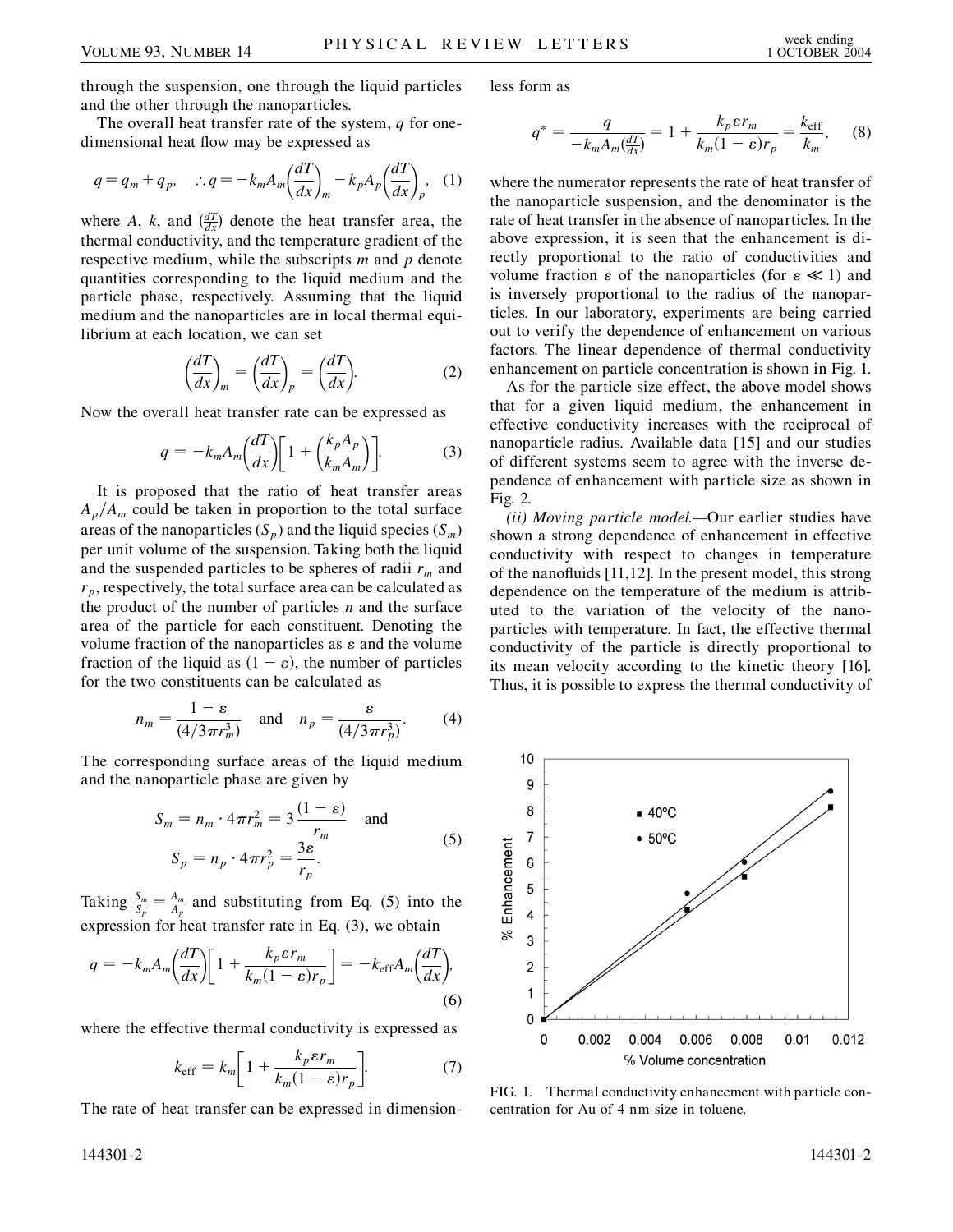through the suspension, one through the liquid particles and the other through the nanoparticles.

The overall heat transfer rate of the system, $q$ for one-dimensional heat flow may be expressed as

$$q = q_m + q_p, \quad \therefore q = -k_m A_m \left(\frac{dT}{dx}\right)_m - k_p A_p \left(\frac{dT}{dx}\right)_p, \quad (1)$$

where $A$, $k$, and $(\frac{dT}{dx})$ denote the heat transfer area, the thermal conductivity, and the temperature gradient of the respective medium, while the subscripts $m$ and $p$ denote quantities corresponding to the liquid medium and the particle phase, respectively. Assuming that the liquid medium and the nanoparticles are in local thermal equilibrium at each location, we can set

$$\left(\frac{dT}{dx}\right)_m = \left(\frac{dT}{dx}\right)_p = \left(\frac{dT}{dx}\right). \quad (2)$$

Now the overall heat transfer rate can be expressed as

$$q = -k_m A_m \left(\frac{dT}{dx}\right)\left[1 + \left(\frac{k_p A_p}{k_m A_m}\right)\right]. \quad (3)$$

It is proposed that the ratio of heat transfer areas $A_p/A_m$ could be taken in proportion to the total surface areas of the nanoparticles ($S_p$) and the liquid species ($S_m$) per unit volume of the suspension. Taking both the liquid and the suspended particles to be spheres of radii $r_m$ and $r_p$, respectively, the total surface area can be calculated as the product of the number of particles $n$ and the surface area of the particle for each constituent. Denoting the volume fraction of the nanoparticles as $\varepsilon$ and the volume fraction of the liquid as $(1 - \varepsilon)$, the number of particles for the two constituents can be calculated as

$$n_m = \frac{1 - \varepsilon}{(4/3 \pi r_m^3)} \quad \text{and} \quad n_p = \frac{\varepsilon}{(4/3 \pi r_p^3)}. \quad (4)$$

The corresponding surface areas of the liquid medium and the nanoparticle phase are given by

$$S_m = n_m \cdot 4\pi r_m^2 = 3\frac{(1 - \varepsilon)}{r_m} \quad \text{and}$$
$$S_p = n_p \cdot 4\pi r_p^2 = \frac{3\varepsilon}{r_p}. \quad (5)$$

Taking $\frac{S_m}{S_p} = \frac{A_m}{A_p}$ and substituting from Eq. (5) into the expression for heat transfer rate in Eq. (3), we obtain

$$q = -k_m A_m \left(\frac{dT}{dx}\right)\left[1 + \frac{k_p \varepsilon r_m}{k_m (1 - \varepsilon) r_p}\right] = -k_{\text{eff}} A_m \left(\frac{dT}{dx}\right), \quad (6)$$

where the effective thermal conductivity is expressed as

$$k_{\text{eff}} = k_m \left[1 + \frac{k_p \varepsilon r_m}{k_m (1 - \varepsilon) r_p}\right]. \quad (7)$$

The rate of heat transfer can be expressed in dimensionless form as

$$q^* = \frac{q}{-k_m A_m (\frac{dT}{dx})} = 1 + \frac{k_p \varepsilon r_m}{k_m (1 - \varepsilon) r_p} = \frac{k_{\text{eff}}}{k_m}, \quad (8)$$

where the numerator represents the rate of heat transfer of the nanoparticle suspension, and the denominator is the rate of heat transfer in the absence of nanoparticles. In the above expression, it is seen that the enhancement is directly proportional to the ratio of conductivities and volume fraction $\varepsilon$ of the nanoparticles (for $\varepsilon \ll 1$) and is inversely proportional to the radius of the nanoparticles. In our laboratory, experiments are being carried out to verify the dependence of enhancement on various factors. The linear dependence of thermal conductivity enhancement on particle concentration is shown in Fig. 1.

As for the particle size effect, the above model shows that for a given liquid medium, the enhancement in effective conductivity increases with the reciprocal of nanoparticle radius. Available data [15] and our studies of different systems seem to agree with the inverse dependence of enhancement with particle size as shown in Fig. 2.

*(ii) Moving particle model.*—Our earlier studies have shown a strong dependence of enhancement in effective conductivity with respect to changes in temperature of the nanofluids [11,12]. In the present model, this strong dependence on the temperature of the medium is attributed to the variation of the velocity of the nanoparticles with temperature. In fact, the effective thermal conductivity of the particle is directly proportional to its mean velocity according to the kinetic theory [16]. Thus, it is possible to express the thermal conductivity of

FIG. 1. Thermal conductivity enhancement with particle concentration for Au of 4 nm size in toluene.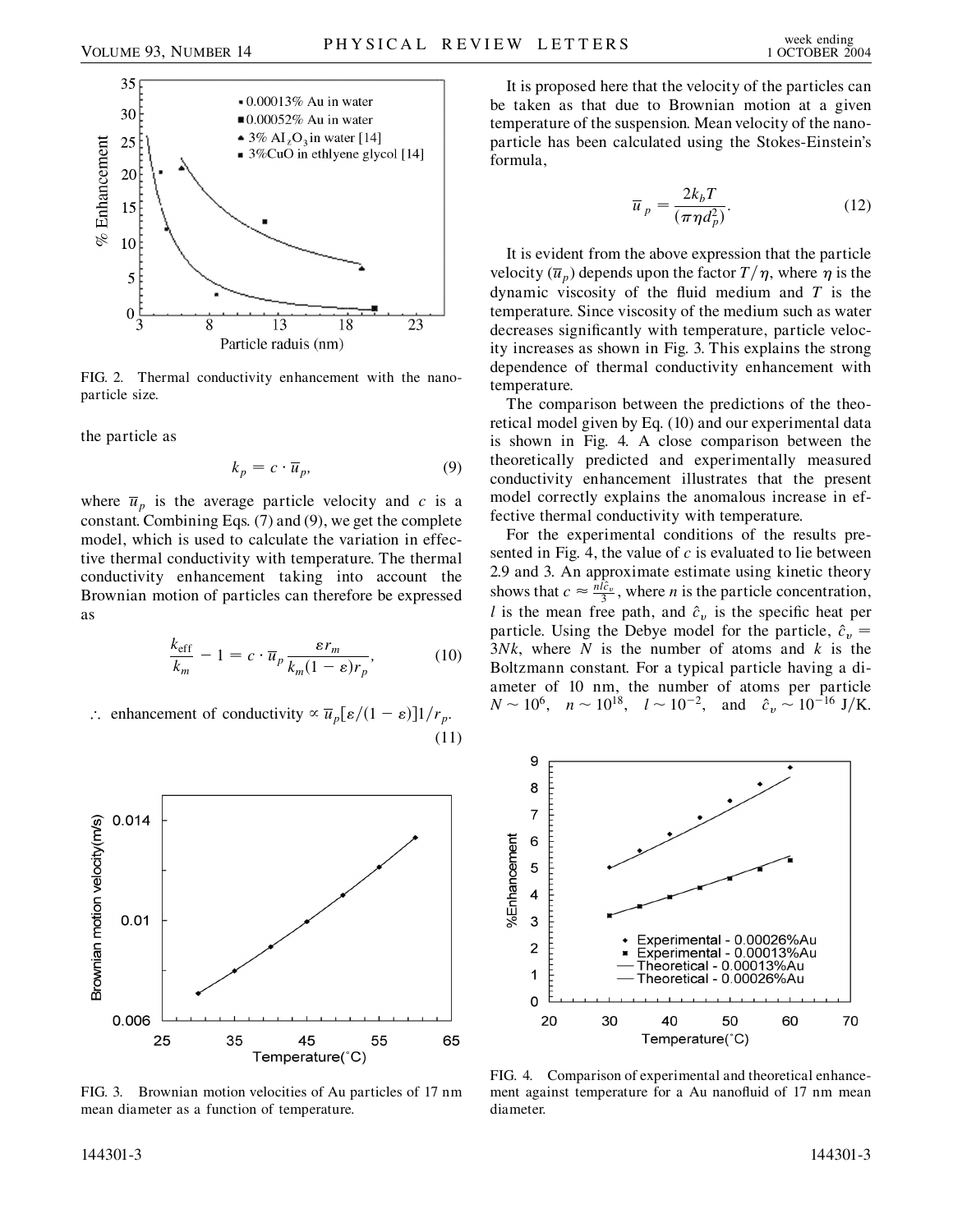FIG. 2. Thermal conductivity enhancement with the nanoparticle size.

the particle as

$$k_p = c \cdot \overline{u}_p, \tag{9}$$

where $\overline{u}_p$ is the average particle velocity and $c$ is a constant. Combining Eqs. (7) and (9), we get the complete model, which is used to calculate the variation in effective thermal conductivity with temperature. The thermal conductivity enhancement taking into account the Brownian motion of particles can therefore be expressed as

$$\frac{k_{\mathrm{eff}}}{k_m} - 1 = c \cdot \overline{u}_p \frac{\varepsilon r_m}{k_m(1-\varepsilon) r_p}, \tag{10}$$

$$\therefore \text{ enhancement of conductivity} \propto \overline{u}_p[\varepsilon/(1-\varepsilon)]1/r_p. \tag{11}$$

FIG. 3. Brownian motion velocities of Au particles of 17 nm mean diameter as a function of temperature.

It is proposed here that the velocity of the particles can be taken as that due to Brownian motion at a given temperature of the suspension. Mean velocity of the nanoparticle has been calculated using the Stokes-Einstein's formula,

$$\overline{u}_p = \frac{2k_b T}{(\pi \eta d_p^2)}. \tag{12}$$

It is evident from the above expression that the particle velocity ($\overline{u}_p$) depends upon the factor $T/\eta$, where $\eta$ is the dynamic viscosity of the fluid medium and $T$ is the temperature. Since viscosity of the medium such as water decreases significantly with temperature, particle velocity increases as shown in Fig. 3. This explains the strong dependence of thermal conductivity enhancement with temperature.

The comparison between the predictions of the theoretical model given by Eq. (10) and our experimental data is shown in Fig. 4. A close comparison between the theoretically predicted and experimentally measured conductivity enhancement illustrates that the present model correctly explains the anomalous increase in effective thermal conductivity with temperature.

For the experimental conditions of the results presented in Fig. 4, the value of $c$ is evaluated to lie between 2.9 and 3. An approximate estimate using kinetic theory shows that $c \approx \frac{nl\hat{c}_v}{3}$, where $n$ is the particle concentration, $l$ is the mean free path, and $\hat{c}_v$ is the specific heat per particle. Using the Debye model for the particle, $\hat{c}_v = 3Nk$, where $N$ is the number of atoms and $k$ is the Boltzmann constant. For a typical particle having a diameter of 10 nm, the number of atoms per particle $N \sim 10^6$, $n \sim 10^{18}$, $l \sim 10^{-2}$, and $\hat{c}_v \sim 10^{-16}$ J/K.

FIG. 4. Comparison of experimental and theoretical enhancement against temperature for a Au nanofluid of 17 nm mean diameter.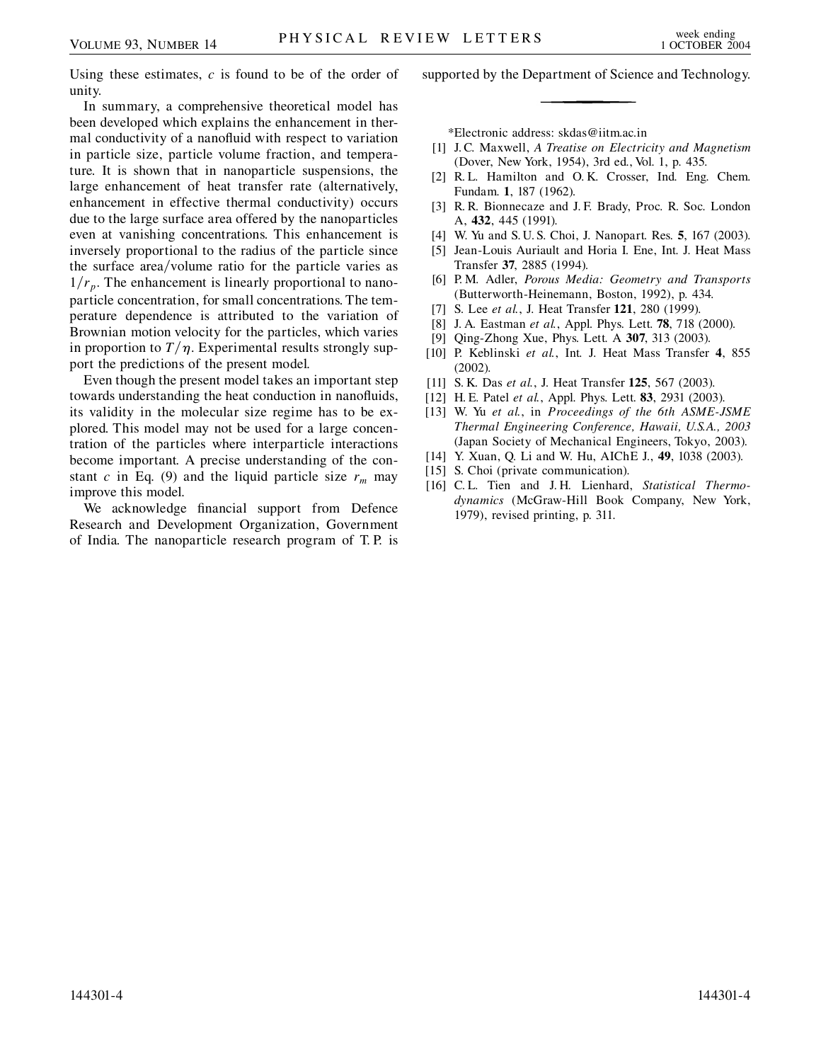Using these estimates, $c$ is found to be of the order of unity.

In summary, a comprehensive theoretical model has been developed which explains the enhancement in thermal conductivity of a nanofluid with respect to variation in particle size, particle volume fraction, and temperature. It is shown that in nanoparticle suspensions, the large enhancement of heat transfer rate (alternatively, enhancement in effective thermal conductivity) occurs due to the large surface area offered by the nanoparticles even at vanishing concentrations. This enhancement is inversely proportional to the radius of the particle since the surface area/volume ratio for the particle varies as $1/r_p$. The enhancement is linearly proportional to nanoparticle concentration, for small concentrations. The temperature dependence is attributed to the variation of Brownian motion velocity for the particles, which varies in proportion to $T/\eta$. Experimental results strongly support the predictions of the present model.

Even though the present model takes an important step towards understanding the heat conduction in nanofluids, its validity in the molecular size regime has to be explored. This model may not be used for a large concentration of the particles where interparticle interactions become important. A precise understanding of the constant $c$ in Eq. (9) and the liquid particle size $r_m$ may improve this model.

We acknowledge financial support from Defence Research and Development Organization, Government of India. The nanoparticle research program of T. P. is supported by the Department of Science and Technology.

---

*Electronic address: skdas@iitm.ac.in

[1] J. C. Maxwell, *A Treatise on Electricity and Magnetism* (Dover, New York, 1954), 3rd ed., Vol. 1, p. 435.

[2] R. L. Hamilton and O. K. Crosser, Ind. Eng. Chem. Fundam. **1**, 187 (1962).

[3] R. R. Bionnecaze and J. F. Brady, Proc. R. Soc. London A, **432**, 445 (1991).

[4] W. Yu and S. U. S. Choi, J. Nanopart. Res. **5**, 167 (2003).

[5] Jean-Louis Auriault and Horia I. Ene, Int. J. Heat Mass Transfer **37**, 2885 (1994).

[6] P. M. Adler, *Porous Media: Geometry and Transports* (Butterworth-Heinemann, Boston, 1992), p. 434.

[7] S. Lee *et al.*, J. Heat Transfer **121**, 280 (1999).

[8] J. A. Eastman *et al.*, Appl. Phys. Lett. **78**, 718 (2000).

[9] Qing-Zhong Xue, Phys. Lett. A **307**, 313 (2003).

[10] P. Keblinski *et al.*, Int. J. Heat Mass Transfer **4**, 855 (2002).

[11] S. K. Das *et al.*, J. Heat Transfer **125**, 567 (2003).

[12] H. E. Patel *et al.*, Appl. Phys. Lett. **83**, 2931 (2003).

[13] W. Yu *et al.*, in *Proceedings of the 6th ASME-JSME Thermal Engineering Conference, Hawaii, U.S.A., 2003* (Japan Society of Mechanical Engineers, Tokyo, 2003).

[14] Y. Xuan, Q. Li and W. Hu, AIChE J., **49**, 1038 (2003).

[15] S. Choi (private communication).

[16] C. L. Tien and J. H. Lienhard, *Statistical Thermodynamics* (McGraw-Hill Book Company, New York, 1979), revised printing, p. 311.